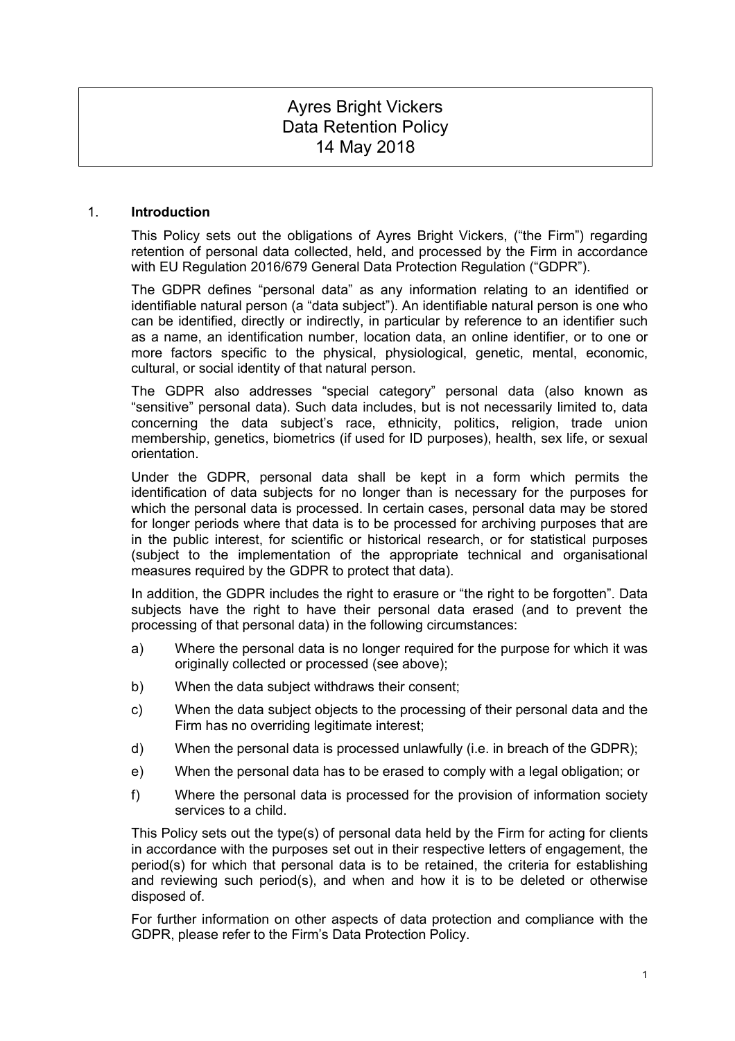# Ayres Bright Vickers
# Data Retention Policy
# 14 May 2018

## 1. Introduction

This Policy sets out the obligations of Ayres Bright Vickers, ("the Firm") regarding retention of personal data collected, held, and processed by the Firm in accordance with EU Regulation 2016/679 General Data Protection Regulation ("GDPR").

The GDPR defines "personal data" as any information relating to an identified or identifiable natural person (a "data subject"). An identifiable natural person is one who can be identified, directly or indirectly, in particular by reference to an identifier such as a name, an identification number, location data, an online identifier, or to one or more factors specific to the physical, physiological, genetic, mental, economic, cultural, or social identity of that natural person.

The GDPR also addresses "special category" personal data (also known as "sensitive" personal data). Such data includes, but is not necessarily limited to, data concerning the data subject's race, ethnicity, politics, religion, trade union membership, genetics, biometrics (if used for ID purposes), health, sex life, or sexual orientation.

Under the GDPR, personal data shall be kept in a form which permits the identification of data subjects for no longer than is necessary for the purposes for which the personal data is processed. In certain cases, personal data may be stored for longer periods where that data is to be processed for archiving purposes that are in the public interest, for scientific or historical research, or for statistical purposes (subject to the implementation of the appropriate technical and organisational measures required by the GDPR to protect that data).

In addition, the GDPR includes the right to erasure or "the right to be forgotten". Data subjects have the right to have their personal data erased (and to prevent the processing of that personal data) in the following circumstances:

a) Where the personal data is no longer required for the purpose for which it was originally collected or processed (see above);

b) When the data subject withdraws their consent;

c) When the data subject objects to the processing of their personal data and the Firm has no overriding legitimate interest;

d) When the personal data is processed unlawfully (i.e. in breach of the GDPR);

e) When the personal data has to be erased to comply with a legal obligation; or

f) Where the personal data is processed for the provision of information society services to a child.

This Policy sets out the type(s) of personal data held by the Firm for acting for clients in accordance with the purposes set out in their respective letters of engagement, the period(s) for which that personal data is to be retained, the criteria for establishing and reviewing such period(s), and when and how it is to be deleted or otherwise disposed of.

For further information on other aspects of data protection and compliance with the GDPR, please refer to the Firm's Data Protection Policy.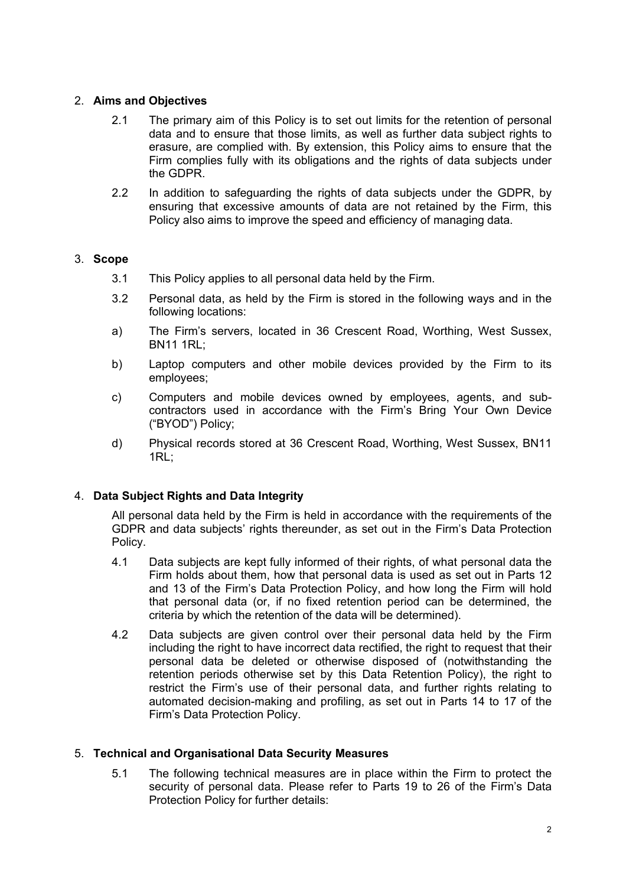## 2. Aims and Objectives

2.1 The primary aim of this Policy is to set out limits for the retention of personal data and to ensure that those limits, as well as further data subject rights to erasure, are complied with. By extension, this Policy aims to ensure that the Firm complies fully with its obligations and the rights of data subjects under the GDPR.

2.2 In addition to safeguarding the rights of data subjects under the GDPR, by ensuring that excessive amounts of data are not retained by the Firm, this Policy also aims to improve the speed and efficiency of managing data.

## 3. Scope

3.1 This Policy applies to all personal data held by the Firm.

3.2 Personal data, as held by the Firm is stored in the following ways and in the following locations:

a) The Firm's servers, located in 36 Crescent Road, Worthing, West Sussex, BN11 1RL;

b) Laptop computers and other mobile devices provided by the Firm to its employees;

c) Computers and mobile devices owned by employees, agents, and sub-contractors used in accordance with the Firm's Bring Your Own Device ("BYOD") Policy;

d) Physical records stored at 36 Crescent Road, Worthing, West Sussex, BN11 1RL;

## 4. Data Subject Rights and Data Integrity

All personal data held by the Firm is held in accordance with the requirements of the GDPR and data subjects' rights thereunder, as set out in the Firm's Data Protection Policy.

4.1 Data subjects are kept fully informed of their rights, of what personal data the Firm holds about them, how that personal data is used as set out in Parts 12 and 13 of the Firm's Data Protection Policy, and how long the Firm will hold that personal data (or, if no fixed retention period can be determined, the criteria by which the retention of the data will be determined).

4.2 Data subjects are given control over their personal data held by the Firm including the right to have incorrect data rectified, the right to request that their personal data be deleted or otherwise disposed of (notwithstanding the retention periods otherwise set by this Data Retention Policy), the right to restrict the Firm's use of their personal data, and further rights relating to automated decision-making and profiling, as set out in Parts 14 to 17 of the Firm's Data Protection Policy.

## 5. Technical and Organisational Data Security Measures

5.1 The following technical measures are in place within the Firm to protect the security of personal data. Please refer to Parts 19 to 26 of the Firm's Data Protection Policy for further details: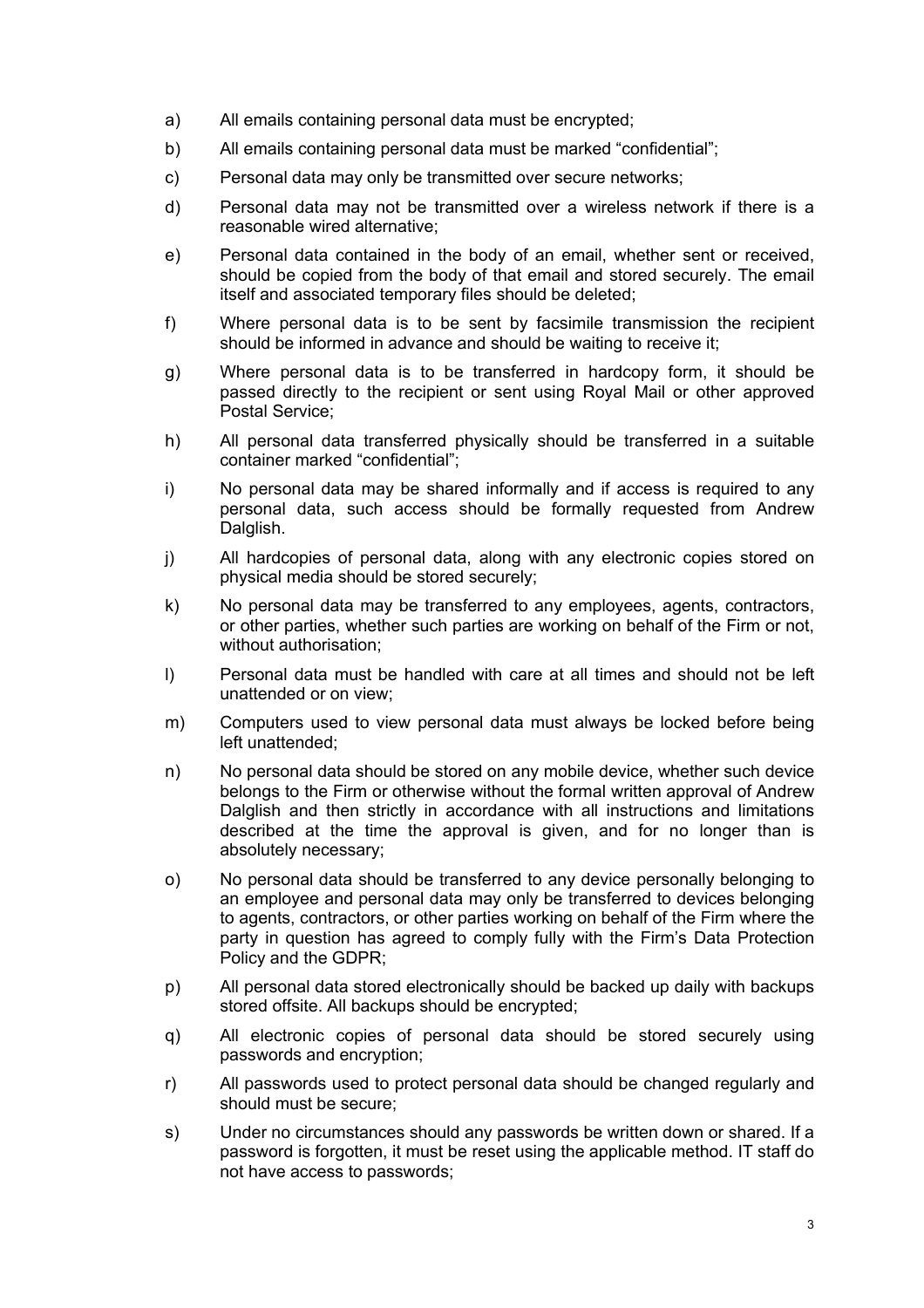a) All emails containing personal data must be encrypted;

b) All emails containing personal data must be marked "confidential";

c) Personal data may only be transmitted over secure networks;

d) Personal data may not be transmitted over a wireless network if there is a reasonable wired alternative;

e) Personal data contained in the body of an email, whether sent or received, should be copied from the body of that email and stored securely. The email itself and associated temporary files should be deleted;

f) Where personal data is to be sent by facsimile transmission the recipient should be informed in advance and should be waiting to receive it;

g) Where personal data is to be transferred in hardcopy form, it should be passed directly to the recipient or sent using Royal Mail or other approved Postal Service;

h) All personal data transferred physically should be transferred in a suitable container marked "confidential";

i) No personal data may be shared informally and if access is required to any personal data, such access should be formally requested from Andrew Dalglish.

j) All hardcopies of personal data, along with any electronic copies stored on physical media should be stored securely;

k) No personal data may be transferred to any employees, agents, contractors, or other parties, whether such parties are working on behalf of the Firm or not, without authorisation;

l) Personal data must be handled with care at all times and should not be left unattended or on view;

m) Computers used to view personal data must always be locked before being left unattended;

n) No personal data should be stored on any mobile device, whether such device belongs to the Firm or otherwise without the formal written approval of Andrew Dalglish and then strictly in accordance with all instructions and limitations described at the time the approval is given, and for no longer than is absolutely necessary;

o) No personal data should be transferred to any device personally belonging to an employee and personal data may only be transferred to devices belonging to agents, contractors, or other parties working on behalf of the Firm where the party in question has agreed to comply fully with the Firm's Data Protection Policy and the GDPR;

p) All personal data stored electronically should be backed up daily with backups stored offsite. All backups should be encrypted;

q) All electronic copies of personal data should be stored securely using passwords and encryption;

r) All passwords used to protect personal data should be changed regularly and should must be secure;

s) Under no circumstances should any passwords be written down or shared. If a password is forgotten, it must be reset using the applicable method. IT staff do not have access to passwords;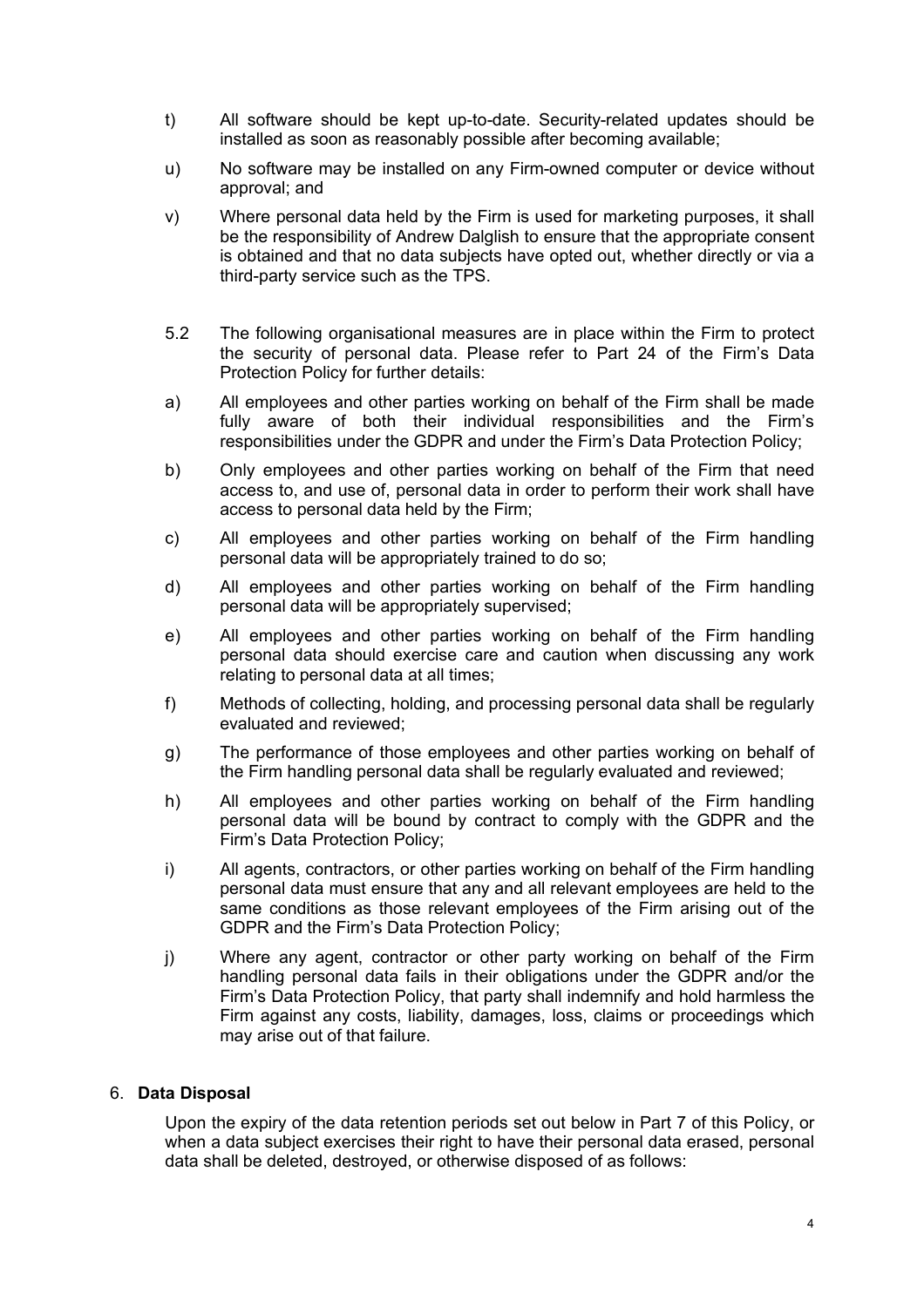t) All software should be kept up-to-date. Security-related updates should be installed as soon as reasonably possible after becoming available;

u) No software may be installed on any Firm-owned computer or device without approval; and

v) Where personal data held by the Firm is used for marketing purposes, it shall be the responsibility of Andrew Dalglish to ensure that the appropriate consent is obtained and that no data subjects have opted out, whether directly or via a third-party service such as the TPS.

5.2 The following organisational measures are in place within the Firm to protect the security of personal data. Please refer to Part 24 of the Firm's Data Protection Policy for further details:

a) All employees and other parties working on behalf of the Firm shall be made fully aware of both their individual responsibilities and the Firm's responsibilities under the GDPR and under the Firm's Data Protection Policy;

b) Only employees and other parties working on behalf of the Firm that need access to, and use of, personal data in order to perform their work shall have access to personal data held by the Firm;

c) All employees and other parties working on behalf of the Firm handling personal data will be appropriately trained to do so;

d) All employees and other parties working on behalf of the Firm handling personal data will be appropriately supervised;

e) All employees and other parties working on behalf of the Firm handling personal data should exercise care and caution when discussing any work relating to personal data at all times;

f) Methods of collecting, holding, and processing personal data shall be regularly evaluated and reviewed;

g) The performance of those employees and other parties working on behalf of the Firm handling personal data shall be regularly evaluated and reviewed;

h) All employees and other parties working on behalf of the Firm handling personal data will be bound by contract to comply with the GDPR and the Firm's Data Protection Policy;

i) All agents, contractors, or other parties working on behalf of the Firm handling personal data must ensure that any and all relevant employees are held to the same conditions as those relevant employees of the Firm arising out of the GDPR and the Firm's Data Protection Policy;

j) Where any agent, contractor or other party working on behalf of the Firm handling personal data fails in their obligations under the GDPR and/or the Firm's Data Protection Policy, that party shall indemnify and hold harmless the Firm against any costs, liability, damages, loss, claims or proceedings which may arise out of that failure.

## 6. **Data Disposal**

Upon the expiry of the data retention periods set out below in Part 7 of this Policy, or when a data subject exercises their right to have their personal data erased, personal data shall be deleted, destroyed, or otherwise disposed of as follows: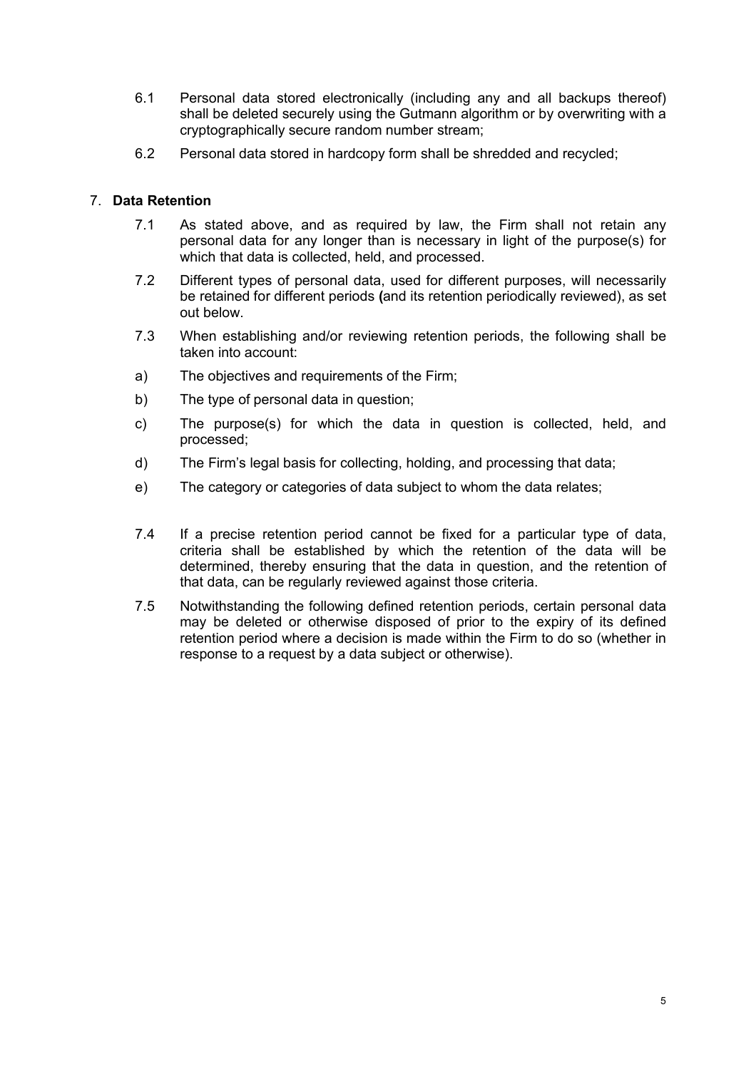6.1 Personal data stored electronically (including any and all backups thereof) shall be deleted securely using the Gutmann algorithm or by overwriting with a cryptographically secure random number stream;

6.2 Personal data stored in hardcopy form shall be shredded and recycled;

## 7. **Data Retention**

7.1 As stated above, and as required by law, the Firm shall not retain any personal data for any longer than is necessary in light of the purpose(s) for which that data is collected, held, and processed.

7.2 Different types of personal data, used for different purposes, will necessarily be retained for different periods **(**and its retention periodically reviewed), as set out below.

7.3 When establishing and/or reviewing retention periods, the following shall be taken into account:

a) The objectives and requirements of the Firm;

b) The type of personal data in question;

c) The purpose(s) for which the data in question is collected, held, and processed;

d) The Firm's legal basis for collecting, holding, and processing that data;

e) The category or categories of data subject to whom the data relates;

7.4 If a precise retention period cannot be fixed for a particular type of data, criteria shall be established by which the retention of the data will be determined, thereby ensuring that the data in question, and the retention of that data, can be regularly reviewed against those criteria.

7.5 Notwithstanding the following defined retention periods, certain personal data may be deleted or otherwise disposed of prior to the expiry of its defined retention period where a decision is made within the Firm to do so (whether in response to a request by a data subject or otherwise).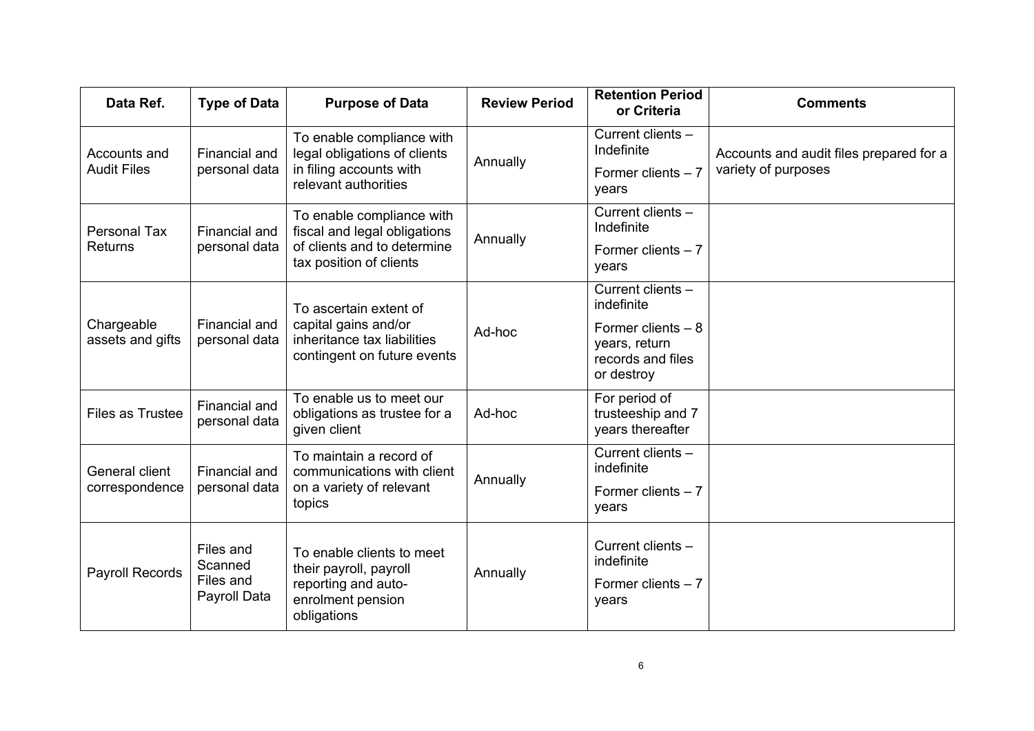| Data Ref. | Type of Data | Purpose of Data | Review Period | Retention Period or Criteria | Comments |
| --- | --- | --- | --- | --- | --- |
| Accounts and Audit Files | Financial and personal data | To enable compliance with legal obligations of clients in filing accounts with relevant authorities | Annually | Current clients – Indefinite<br>Former clients – 7 years | Accounts and audit files prepared for a variety of purposes |
| Personal Tax Returns | Financial and personal data | To enable compliance with fiscal and legal obligations of clients and to determine tax position of clients | Annually | Current clients – Indefinite<br>Former clients – 7 years | |
| Chargeable assets and gifts | Financial and personal data | To ascertain extent of capital gains and/or inheritance tax liabilities contingent on future events | Ad-hoc | Current clients – indefinite<br>Former clients – 8 years, return records and files or destroy | |
| Files as Trustee | Financial and personal data | To enable us to meet our obligations as trustee for a given client | Ad-hoc | For period of trusteeship and 7 years thereafter | |
| General client correspondence | Financial and personal data | To maintain a record of communications with client on a variety of relevant topics | Annually | Current clients – indefinite<br>Former clients – 7 years | |
| Payroll Records | Files and Scanned Files and Payroll Data | To enable clients to meet their payroll, payroll reporting and auto-enrolment pension obligations | Annually | Current clients – indefinite<br>Former clients – 7 years | |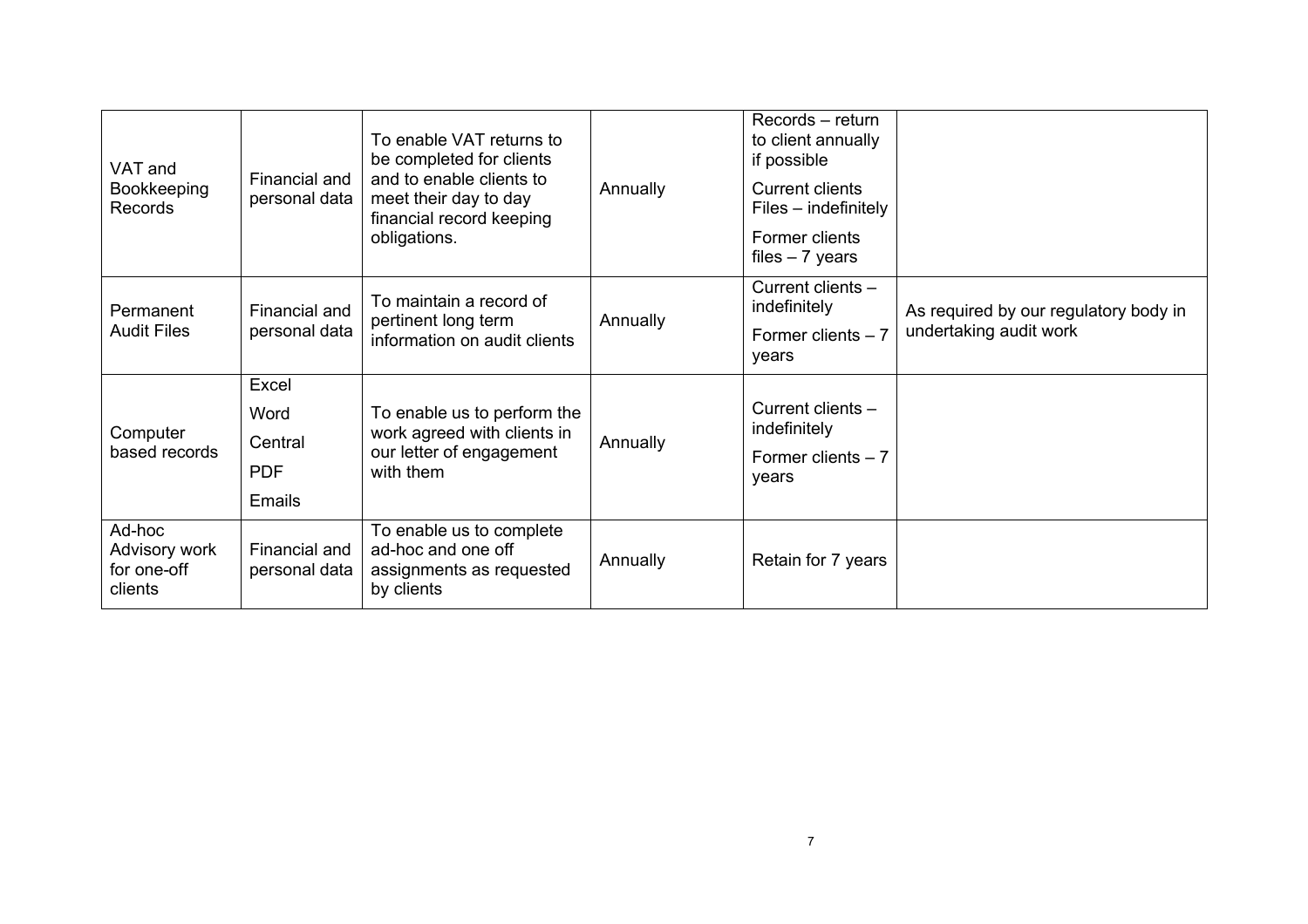| VAT and Bookkeeping Records | Financial and personal data | To enable VAT returns to be completed for clients and to enable clients to meet their day to day financial record keeping obligations. | Annually | Records – return to client annually if possible<br>Current clients Files – indefinitely<br>Former clients files – 7 years | |
|---|---|---|---|---|---|
| Permanent Audit Files | Financial and personal data | To maintain a record of pertinent long term information on audit clients | Annually | Current clients – indefinitely<br>Former clients – 7 years | As required by our regulatory body in undertaking audit work |
| Computer based records | Excel<br>Word<br>Central<br>PDF<br>Emails | To enable us to perform the work agreed with clients in our letter of engagement with them | Annually | Current clients – indefinitely<br>Former clients – 7 years | |
| Ad-hoc Advisory work for one-off clients | Financial and personal data | To enable us to complete ad-hoc and one off assignments as requested by clients | Annually | Retain for 7 years | |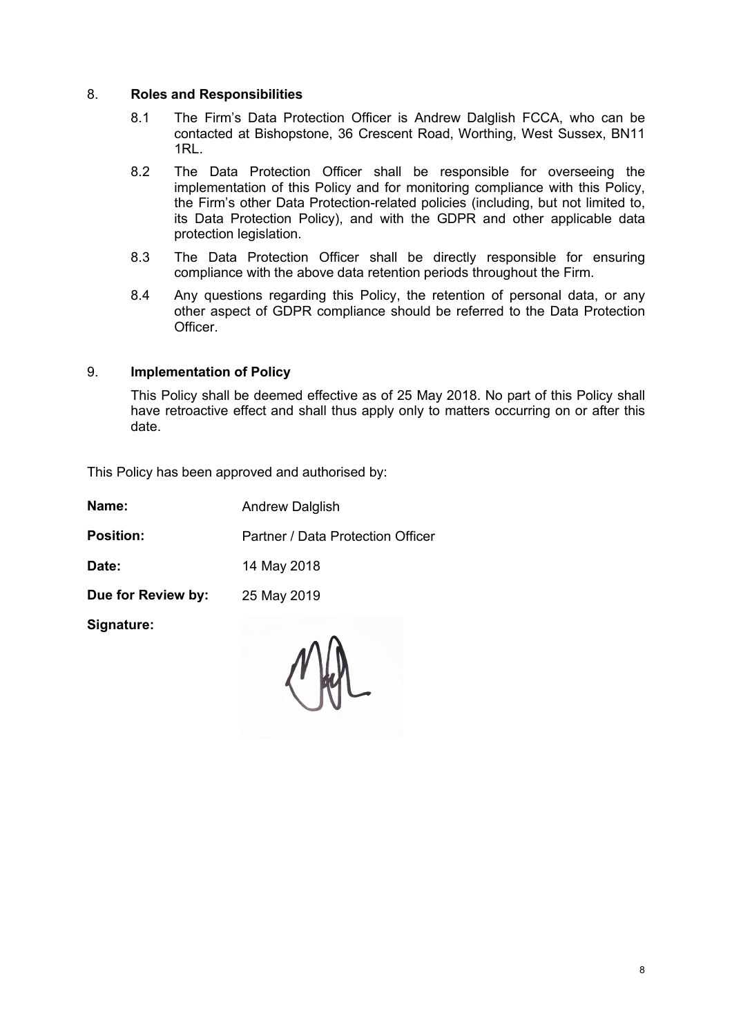## 8. **Roles and Responsibilities**

8.1 The Firm's Data Protection Officer is Andrew Dalglish FCCA, who can be contacted at Bishopstone, 36 Crescent Road, Worthing, West Sussex, BN11 1RL.

8.2 The Data Protection Officer shall be responsible for overseeing the implementation of this Policy and for monitoring compliance with this Policy, the Firm's other Data Protection-related policies (including, but not limited to, its Data Protection Policy), and with the GDPR and other applicable data protection legislation.

8.3 The Data Protection Officer shall be directly responsible for ensuring compliance with the above data retention periods throughout the Firm.

8.4 Any questions regarding this Policy, the retention of personal data, or any other aspect of GDPR compliance should be referred to the Data Protection Officer.

## 9. **Implementation of Policy**

This Policy shall be deemed effective as of 25 May 2018. No part of this Policy shall have retroactive effect and shall thus apply only to matters occurring on or after this date.

This Policy has been approved and authorised by:

| | |
|---|---|
| **Name:** | Andrew Dalglish |
| **Position:** | Partner / Data Protection Officer |
| **Date:** | 14 May 2018 |
| **Due for Review by:** | 25 May 2019 |
| **Signature:** | |